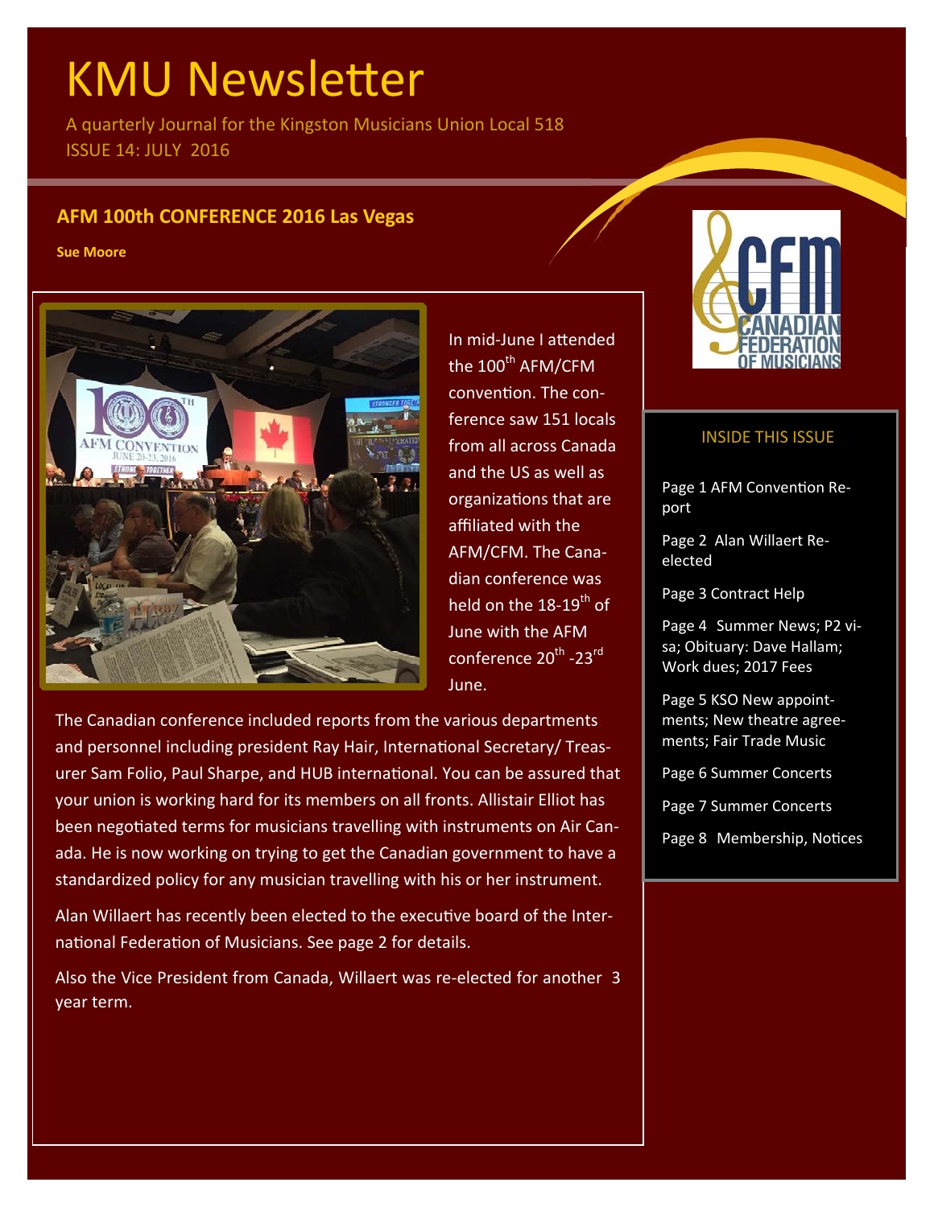# KMU Newsletter

A quarterly Journal for the Kingston Musicians Union Local 518

ISSUE 14: JULY 2016

## AFM 100th CONFERENCE 2016 Las Vegas

**Sue Moore**

In mid-June I attended the 100th AFM/CFM convention. The conference saw 151 locals from all across Canada and the US as well as organizations that are affiliated with the AFM/CFM. The Canadian conference was held on the 18-19th of June with the AFM conference 20th -23rd June.

The Canadian conference included reports from the various departments and personnel including president Ray Hair, International Secretary/ Treasurer Sam Folio, Paul Sharpe, and HUB international. You can be assured that your union is working hard for its members on all fronts. Allistair Elliot has been negotiated terms for musicians travelling with instruments on Air Canada. He is now working on trying to get the Canadian government to have a standardized policy for any musician travelling with his or her instrument.

Alan Willaert has recently been elected to the executive board of the International Federation of Musicians. See page 2 for details.

Also the Vice President from Canada, Willaert was re-elected for another 3 year term.

### INSIDE THIS ISSUE

- Page 1 AFM Convention Report
- Page 2 Alan Willaert Re-elected
- Page 3 Contract Help
- Page 4 Summer News; P2 visa; Obituary: Dave Hallam; Work dues; 2017 Fees
- Page 5 KSO New appointments; New theatre agreements; Fair Trade Music
- Page 6 Summer Concerts
- Page 7 Summer Concerts
- Page 8 Membership, Notices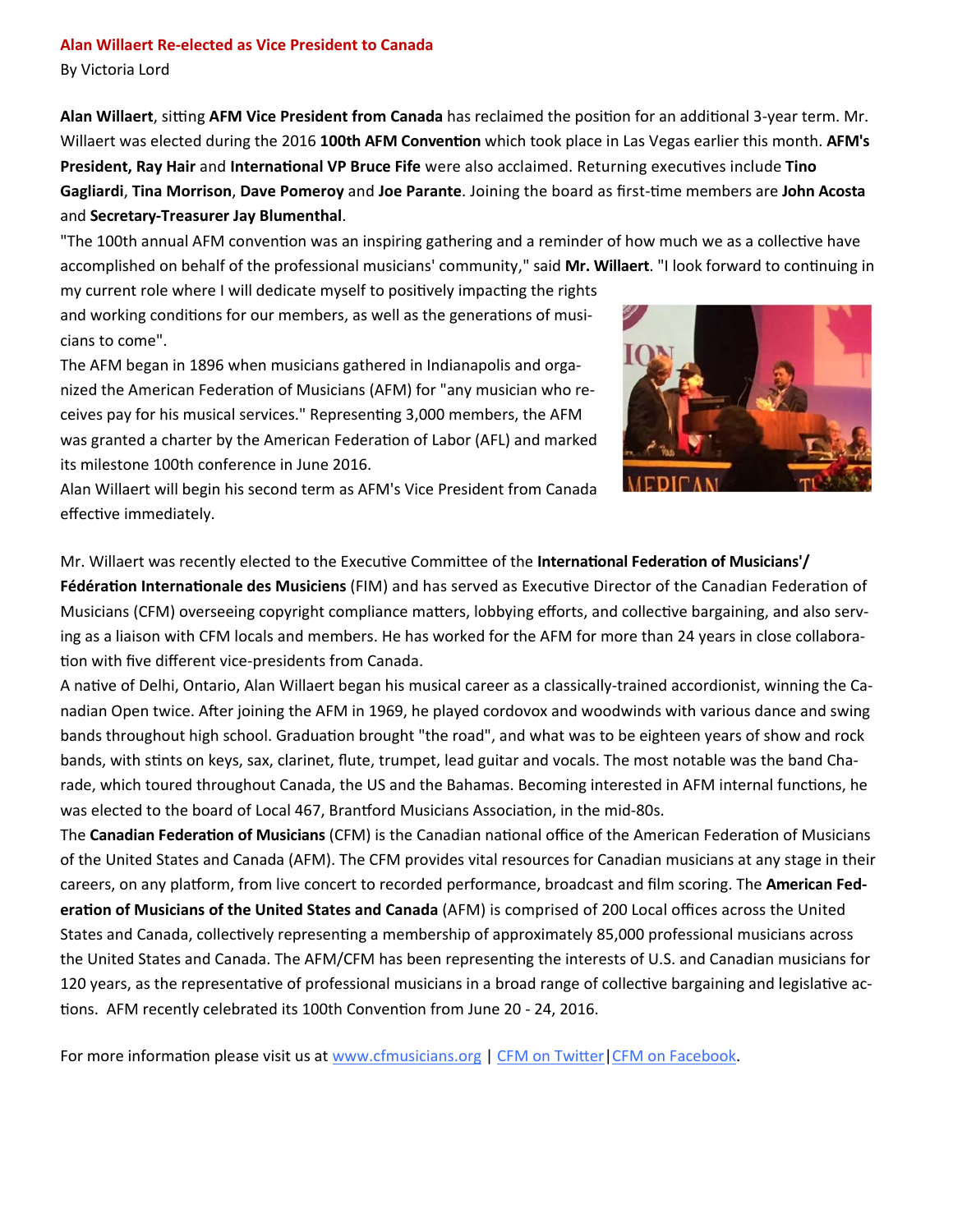## Alan Willaert Re-elected as Vice President to Canada

By Victoria Lord

**Alan Willaert**, sitting **AFM Vice President from Canada** has reclaimed the position for an additional 3-year term. Mr. Willaert was elected during the 2016 **100th AFM Convention** which took place in Las Vegas earlier this month. **AFM's President, Ray Hair** and **International VP Bruce Fife** were also acclaimed. Returning executives include **Tino Gagliardi**, **Tina Morrison**, **Dave Pomeroy** and **Joe Parante**. Joining the board as first-time members are **John Acosta** and **Secretary-Treasurer Jay Blumenthal**.

"The 100th annual AFM convention was an inspiring gathering and a reminder of how much we as a collective have accomplished on behalf of the professional musicians' community," said **Mr. Willaert**. "I look forward to continuing in my current role where I will dedicate myself to positively impacting the rights and working conditions for our members, as well as the generations of musicians to come".

The AFM began in 1896 when musicians gathered in Indianapolis and organized the American Federation of Musicians (AFM) for "any musician who receives pay for his musical services." Representing 3,000 members, the AFM was granted a charter by the American Federation of Labor (AFL) and marked its milestone 100th conference in June 2016.

Alan Willaert will begin his second term as AFM's Vice President from Canada effective immediately.

Mr. Willaert was recently elected to the Executive Committee of the **International Federation of Musicians'/ Fédération Internationale des Musiciens** (FIM) and has served as Executive Director of the Canadian Federation of Musicians (CFM) overseeing copyright compliance matters, lobbying efforts, and collective bargaining, and also serving as a liaison with CFM locals and members. He has worked for the AFM for more than 24 years in close collaboration with five different vice-presidents from Canada.

A native of Delhi, Ontario, Alan Willaert began his musical career as a classically-trained accordionist, winning the Canadian Open twice. After joining the AFM in 1969, he played cordovox and woodwinds with various dance and swing bands throughout high school. Graduation brought "the road", and what was to be eighteen years of show and rock bands, with stints on keys, sax, clarinet, flute, trumpet, lead guitar and vocals. The most notable was the band Charade, which toured throughout Canada, the US and the Bahamas. Becoming interested in AFM internal functions, he was elected to the board of Local 467, Brantford Musicians Association, in the mid-80s.

The **Canadian Federation of Musicians** (CFM) is the Canadian national office of the American Federation of Musicians of the United States and Canada (AFM). The CFM provides vital resources for Canadian musicians at any stage in their careers, on any platform, from live concert to recorded performance, broadcast and film scoring. The **American Federation of Musicians of the United States and Canada** (AFM) is comprised of 200 Local offices across the United States and Canada, collectively representing a membership of approximately 85,000 professional musicians across the United States and Canada. The AFM/CFM has been representing the interests of U.S. and Canadian musicians for 120 years, as the representative of professional musicians in a broad range of collective bargaining and legislative actions. AFM recently celebrated its 100th Convention from June 20 - 24, 2016.

For more information please visit us at www.cfmusicians.org | CFM on Twitter|CFM on Facebook.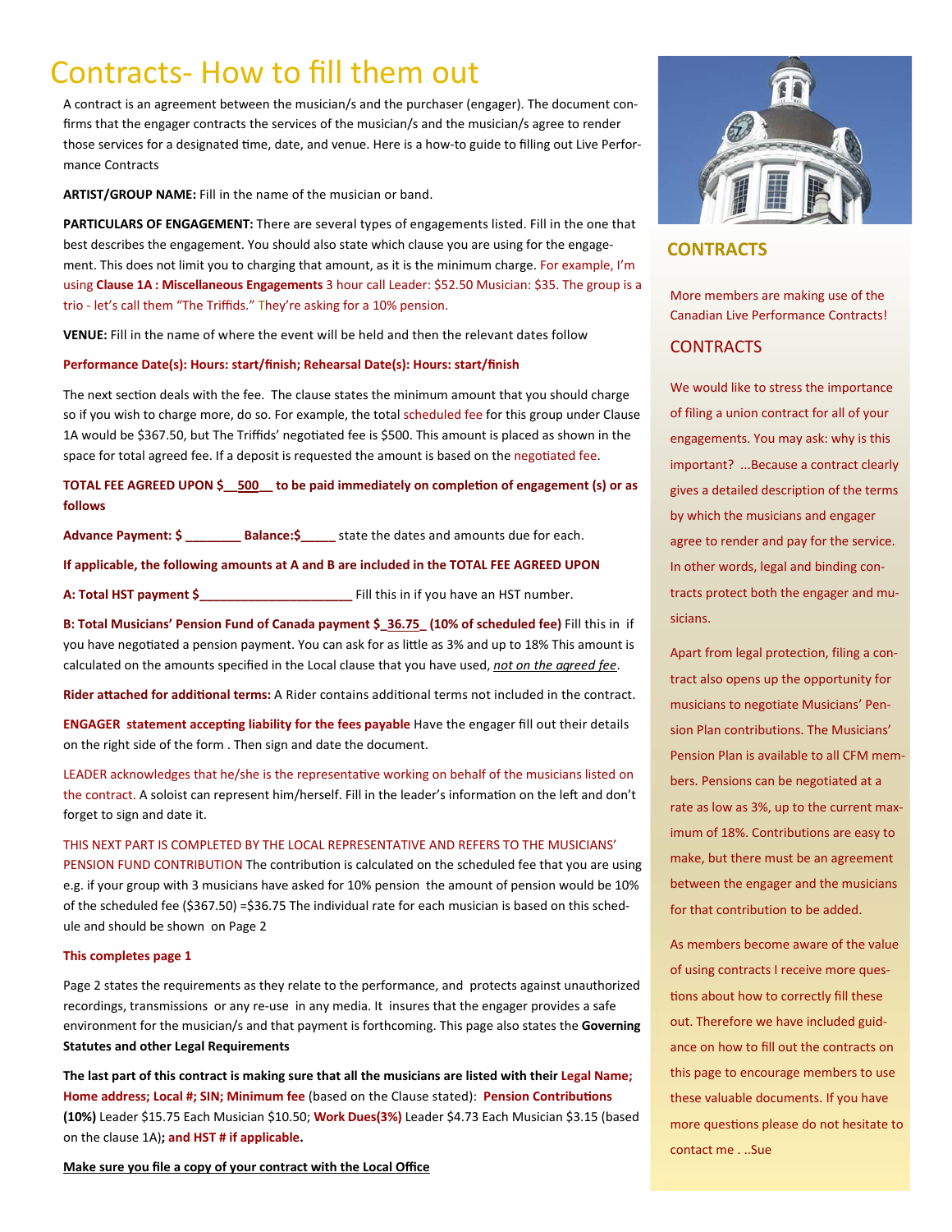# Contracts- How to fill them out

A contract is an agreement between the musician/s and the purchaser (engager). The document confirms that the engager contracts the services of the musician/s and the musician/s agree to render those services for a designated time, date, and venue. Here is a how-to guide to filling out Live Performance Contracts

**ARTIST/GROUP NAME:** Fill in the name of the musician or band.

**PARTICULARS OF ENGAGEMENT:** There are several types of engagements listed. Fill in the one that best describes the engagement. You should also state which clause you are using for the engagement. This does not limit you to charging that amount, as it is the minimum charge. For example, I'm using **Clause 1A : Miscellaneous Engagements** 3 hour call Leader: $52.50 Musician: $35. The group is a trio - let's call them "The Triffids." They're asking for a 10% pension.

**VENUE:** Fill in the name of where the event will be held and then the relevant dates follow

**Performance Date(s): Hours: start/finish; Rehearsal Date(s): Hours: start/finish**

The next section deals with the fee. The clause states the minimum amount that you should charge so if you wish to charge more, do so. For example, the total scheduled fee for this group under Clause 1A would be $367.50, but The Triffids' negotiated fee is $500. This amount is placed as shown in the space for total agreed fee. If a deposit is requested the amount is based on the negotiated fee.

**TOTAL FEE AGREED UPON $__500__ to be paid immediately on completion of engagement (s) or as follows**

**Advance Payment: $ ________ Balance:$_____** state the dates and amounts due for each.

**If applicable, the following amounts at A and B are included in the TOTAL FEE AGREED UPON**

**A: Total HST payment $______________________** Fill this in if you have an HST number.

**B: Total Musicians' Pension Fund of Canada payment $_36.75_ (10% of scheduled fee)** Fill this in if you have negotiated a pension payment. You can ask for as little as 3% and up to 18% This amount is calculated on the amounts specified in the Local clause that you have used, *not on the agreed fee*.

**Rider attached for additional terms:** A Rider contains additional terms not included in the contract.

**ENGAGER statement accepting liability for the fees payable** Have the engager fill out their details on the right side of the form . Then sign and date the document.

LEADER acknowledges that he/she is the representative working on behalf of the musicians listed on the contract. A soloist can represent him/herself. Fill in the leader's information on the left and don't forget to sign and date it.

THIS NEXT PART IS COMPLETED BY THE LOCAL REPRESENTATIVE AND REFERS TO THE MUSICIANS' PENSION FUND CONTRIBUTION The contribution is calculated on the scheduled fee that you are using e.g. if your group with 3 musicians have asked for 10% pension the amount of pension would be 10% of the scheduled fee ($367.50) =$36.75 The individual rate for each musician is based on this schedule and should be shown on Page 2

**This completes page 1**

Page 2 states the requirements as they relate to the performance, and protects against unauthorized recordings, transmissions or any re-use in any media. It insures that the engager provides a safe environment for the musician/s and that payment is forthcoming. This page also states the **Governing Statutes and other Legal Requirements**

**The last part of this contract is making sure that all the musicians are listed with their Legal Name; Home address; Local #; SIN; Minimum fee** (based on the Clause stated): **Pension Contributions (10%)** Leader $15.75 Each Musician $10.50; **Work Dues(3%)** Leader $4.73 Each Musician $3.15 (based on the clause 1A)**; and HST # if applicable.**

**Make sure you file a copy of your contract with the Local Office**

## CONTRACTS

More members are making use of the Canadian Live Performance Contracts!

### CONTRACTS

We would like to stress the importance of filing a union contract for all of your engagements. You may ask: why is this important? ...Because a contract clearly gives a detailed description of the terms by which the musicians and engager agree to render and pay for the service. In other words, legal and binding contracts protect both the engager and musicians.

Apart from legal protection, filing a contract also opens up the opportunity for musicians to negotiate Musicians' Pension Plan contributions. The Musicians' Pension Plan is available to all CFM members. Pensions can be negotiated at a rate as low as 3%, up to the current maximum of 18%. Contributions are easy to make, but there must be an agreement between the engager and the musicians for that contribution to be added.

As members become aware of the value of using contracts I receive more questions about how to correctly fill these out. Therefore we have included guidance on how to fill out the contracts on this page to encourage members to use these valuable documents. If you have more questions please do not hesitate to contact me . ..Sue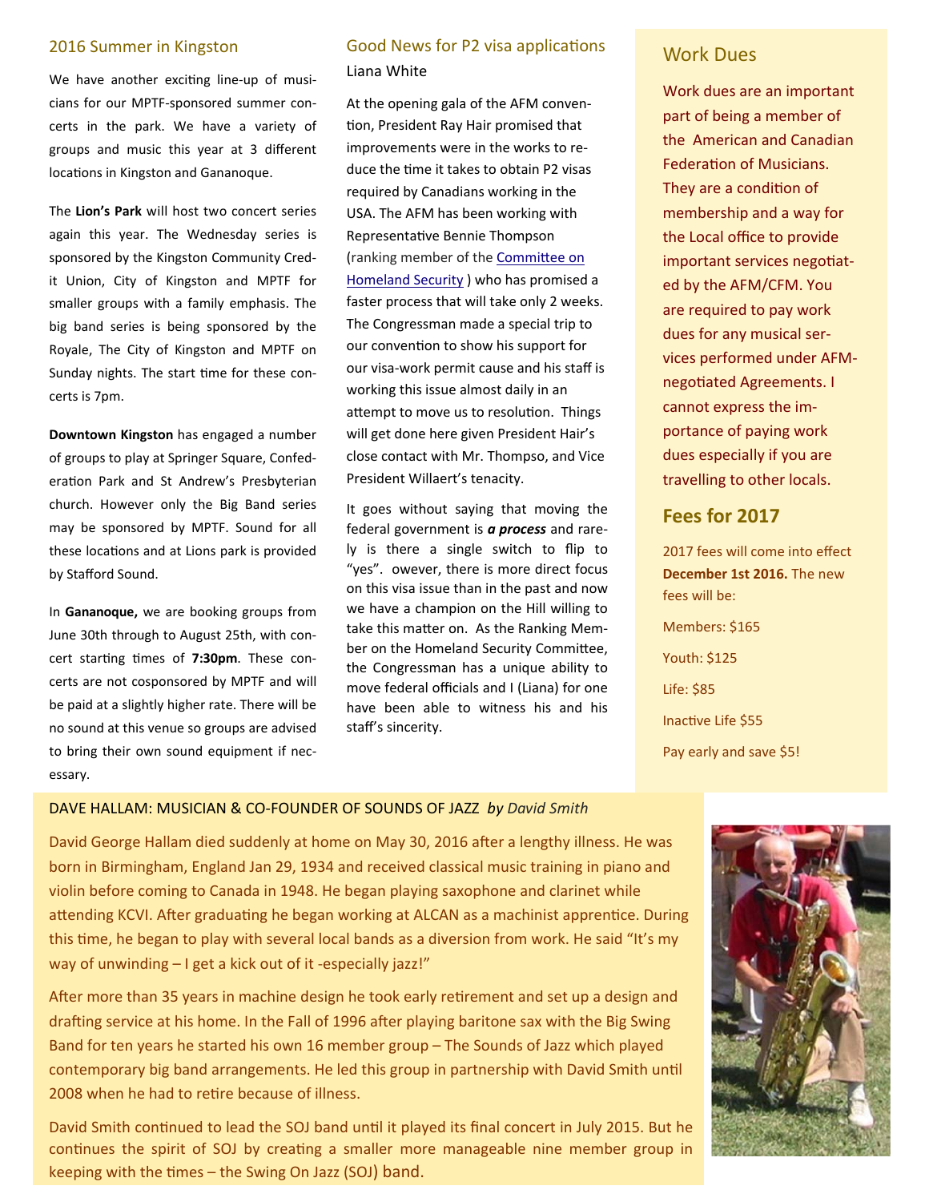## 2016 Summer in Kingston

We have another exciting line-up of musicians for our MPTF-sponsored summer concerts in the park. We have a variety of groups and music this year at 3 different locations in Kingston and Gananoque.

The **Lion's Park** will host two concert series again this year. The Wednesday series is sponsored by the Kingston Community Credit Union, City of Kingston and MPTF for smaller groups with a family emphasis. The big band series is being sponsored by the Royale, The City of Kingston and MPTF on Sunday nights. The start time for these concerts is 7pm.

**Downtown Kingston** has engaged a number of groups to play at Springer Square, Confederation Park and St Andrew's Presbyterian church. However only the Big Band series may be sponsored by MPTF. Sound for all these locations and at Lions park is provided by Stafford Sound.

In **Gananoque,** we are booking groups from June 30th through to August 25th, with concert starting times of **7:30pm**. These concerts are not cosponsored by MPTF and will be paid at a slightly higher rate. There will be no sound at this venue so groups are advised to bring their own sound equipment if necessary.

## Good News for P2 visa applications

Liana White

At the opening gala of the AFM convention, President Ray Hair promised that improvements were in the works to reduce the time it takes to obtain P2 visas required by Canadians working in the USA. The AFM has been working with Representative Bennie Thompson (ranking member of the Committee on Homeland Security ) who has promised a faster process that will take only 2 weeks. The Congressman made a special trip to our convention to show his support for our visa-work permit cause and his staff is working this issue almost daily in an attempt to move us to resolution. Things will get done here given President Hair's close contact with Mr. Thompso, and Vice President Willaert's tenacity.

It goes without saying that moving the federal government is ***a process*** and rarely is there a single switch to flip to "yes". owever, there is more direct focus on this visa issue than in the past and now we have a champion on the Hill willing to take this matter on. As the Ranking Member on the Homeland Security Committee, the Congressman has a unique ability to move federal officials and I (Liana) for one have been able to witness his and his staff's sincerity.

## Work Dues

Work dues are an important part of being a member of the American and Canadian Federation of Musicians. They are a condition of membership and a way for the Local office to provide important services negotiated by the AFM/CFM. You are required to pay work dues for any musical services performed under AFM-negotiated Agreements. I cannot express the importance of paying work dues especially if you are travelling to other locals.

## Fees for 2017

2017 fees will come into effect **December 1st 2016.** The new fees will be:

Members: $165

Youth: $125

Life: $85

Inactive Life $55

Pay early and save $5!

## DAVE HALLAM: MUSICIAN & CO-FOUNDER OF SOUNDS OF JAZZ *by David Smith*

David George Hallam died suddenly at home on May 30, 2016 after a lengthy illness. He was born in Birmingham, England Jan 29, 1934 and received classical music training in piano and violin before coming to Canada in 1948. He began playing saxophone and clarinet while attending KCVI. After graduating he began working at ALCAN as a machinist apprentice. During this time, he began to play with several local bands as a diversion from work. He said "It's my way of unwinding – I get a kick out of it -especially jazz!"

After more than 35 years in machine design he took early retirement and set up a design and drafting service at his home. In the Fall of 1996 after playing baritone sax with the Big Swing Band for ten years he started his own 16 member group – The Sounds of Jazz which played contemporary big band arrangements. He led this group in partnership with David Smith until 2008 when he had to retire because of illness.

David Smith continued to lead the SOJ band until it played its final concert in July 2015. But he continues the spirit of SOJ by creating a smaller more manageable nine member group in keeping with the times – the Swing On Jazz (SOJ) band.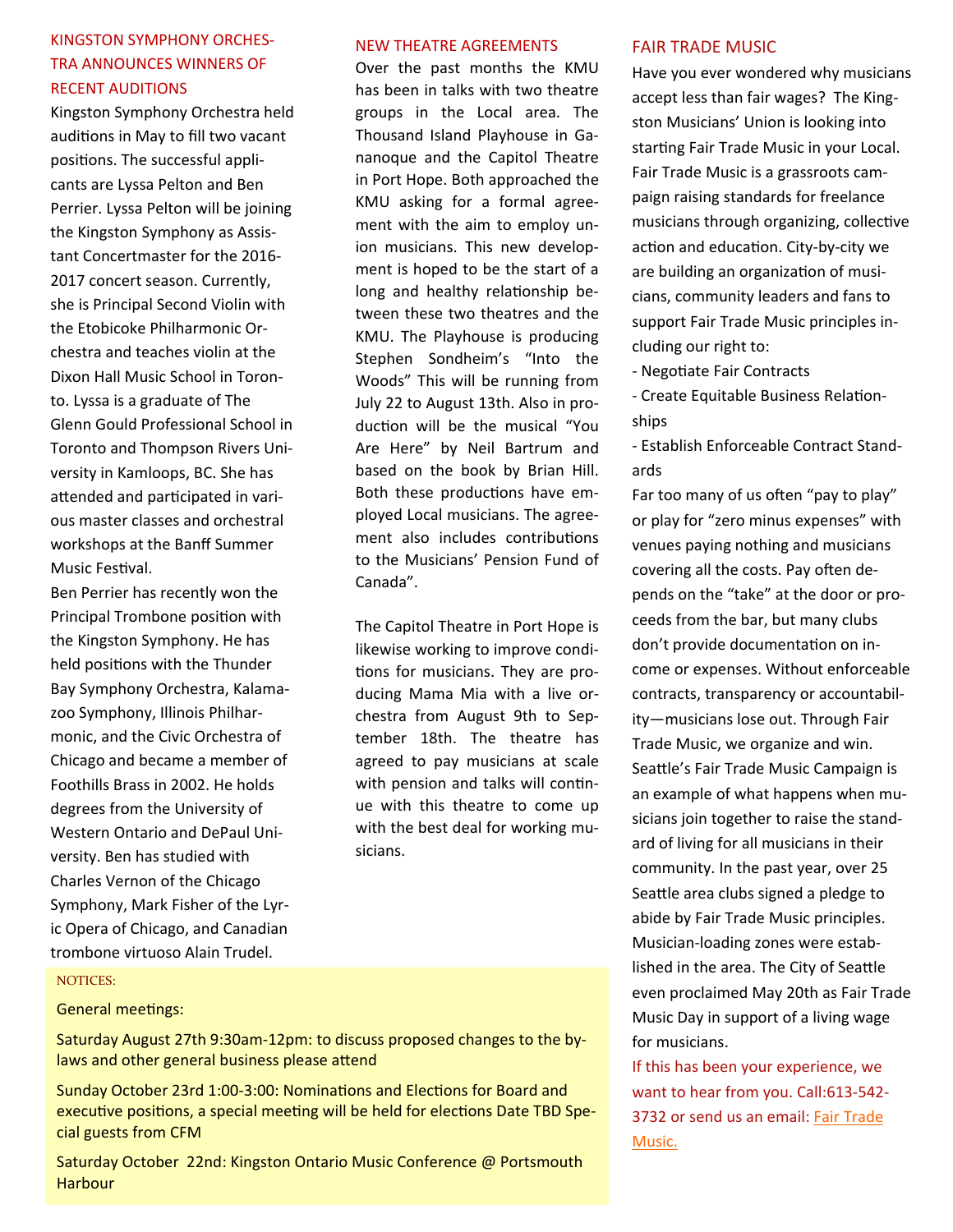## KINGSTON SYMPHONY ORCHESTRA ANNOUNCES WINNERS OF RECENT AUDITIONS

Kingston Symphony Orchestra held auditions in May to fill two vacant positions. The successful applicants are Lyssa Pelton and Ben Perrier. Lyssa Pelton will be joining the Kingston Symphony as Assistant Concertmaster for the 2016-2017 concert season. Currently, she is Principal Second Violin with the Etobicoke Philharmonic Orchestra and teaches violin at the Dixon Hall Music School in Toronto. Lyssa is a graduate of The Glenn Gould Professional School in Toronto and Thompson Rivers University in Kamloops, BC. She has attended and participated in various master classes and orchestral workshops at the Banff Summer Music Festival.

Ben Perrier has recently won the Principal Trombone position with the Kingston Symphony. He has held positions with the Thunder Bay Symphony Orchestra, Kalamazoo Symphony, Illinois Philharmonic, and the Civic Orchestra of Chicago and became a member of Foothills Brass in 2002. He holds degrees from the University of Western Ontario and DePaul University. Ben has studied with Charles Vernon of the Chicago Symphony, Mark Fisher of the Lyric Opera of Chicago, and Canadian trombone virtuoso Alain Trudel.

## NEW THEATRE AGREEMENTS

Over the past months the KMU has been in talks with two theatre groups in the Local area. The Thousand Island Playhouse in Gananoque and the Capitol Theatre in Port Hope. Both approached the KMU asking for a formal agreement with the aim to employ union musicians. This new development is hoped to be the start of a long and healthy relationship between these two theatres and the KMU. The Playhouse is producing Stephen Sondheim's "Into the Woods" This will be running from July 22 to August 13th. Also in production will be the musical "You Are Here" by Neil Bartrum and based on the book by Brian Hill. Both these productions have employed Local musicians. The agreement also includes contributions to the Musicians' Pension Fund of Canada".

The Capitol Theatre in Port Hope is likewise working to improve conditions for musicians. They are producing Mama Mia with a live orchestra from August 9th to September 18th. The theatre has agreed to pay musicians at scale with pension and talks will continue with this theatre to come up with the best deal for working musicians.

## FAIR TRADE MUSIC

Have you ever wondered why musicians accept less than fair wages? The Kingston Musicians' Union is looking into starting Fair Trade Music in your Local. Fair Trade Music is a grassroots campaign raising standards for freelance musicians through organizing, collective action and education. City-by-city we are building an organization of musicians, community leaders and fans to support Fair Trade Music principles including our right to:

- Negotiate Fair Contracts
- Create Equitable Business Relationships
- Establish Enforceable Contract Standards

Far too many of us often "pay to play" or play for "zero minus expenses" with venues paying nothing and musicians covering all the costs. Pay often depends on the "take" at the door or proceeds from the bar, but many clubs don't provide documentation on income or expenses. Without enforceable contracts, transparency or accountability—musicians lose out. Through Fair Trade Music, we organize and win. Seattle's Fair Trade Music Campaign is an example of what happens when musicians join together to raise the standard of living for all musicians in their community. In the past year, over 25 Seattle area clubs signed a pledge to abide by Fair Trade Music principles. Musician-loading zones were established in the area. The City of Seattle even proclaimed May 20th as Fair Trade Music Day in support of a living wage for musicians.

If this has been your experience, we want to hear from you. Call:613-542-3732 or send us an email: Fair Trade Music.

### NOTICES:

General meetings:

Saturday August 27th 9:30am-12pm: to discuss proposed changes to the by-laws and other general business please attend

Sunday October 23rd 1:00-3:00: Nominations and Elections for Board and executive positions, a special meeting will be held for elections Date TBD Special guests from CFM

Saturday October 22nd: Kingston Ontario Music Conference @ Portsmouth Harbour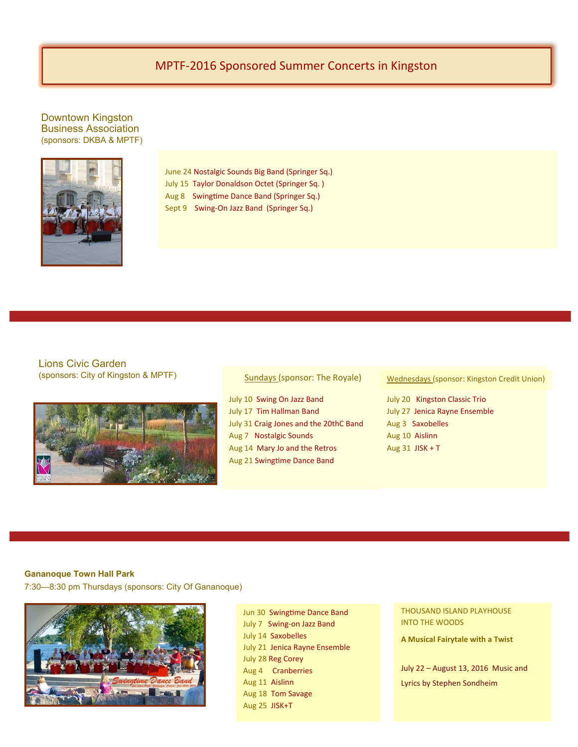# MPTF-2016 Sponsored Summer Concerts in Kingston

## Downtown Kingston Business Association

(sponsors: DKBA & MPTF)

June 24 Nostalgic Sounds Big Band (Springer Sq.)
July 15 Taylor Donaldson Octet (Springer Sq. )
Aug 8 Swingtime Dance Band (Springer Sq.)
Sept 9 Swing-On Jazz Band (Springer Sq.)

## Lions Civic Garden

(sponsors: City of Kingston & MPTF)

Sundays (sponsor: The Royale)

July 10 Swing On Jazz Band
July 17 Tim Hallman Band
July 31 Craig Jones and the 20thC Band
Aug 7 Nostalgic Sounds
Aug 14 Mary Jo and the Retros
Aug 21 Swingtime Dance Band

Wednesdays (sponsor: Kingston Credit Union)

July 20 Kingston Classic Trio
July 27 Jenica Rayne Ensemble
Aug 3 Saxobelles
Aug 10 Aislinn
Aug 31 JISK + T

## Gananoque Town Hall Park

7:30—8:30 pm Thursdays (sponsors: City Of Gananoque)

Jun 30 Swingtime Dance Band
July 7 Swing-on Jazz Band
July 14 Saxobelles
July 21 Jenica Rayne Ensemble
July 28 Reg Corey
Aug 4 Cranberries
Aug 11 Aislinn
Aug 18 Tom Savage
Aug 25 JISK+T

THOUSAND ISLAND PLAYHOUSE
INTO THE WOODS

**A Musical Fairytale with a Twist**

July 22 – August 13, 2016 Music and Lyrics by Stephen Sondheim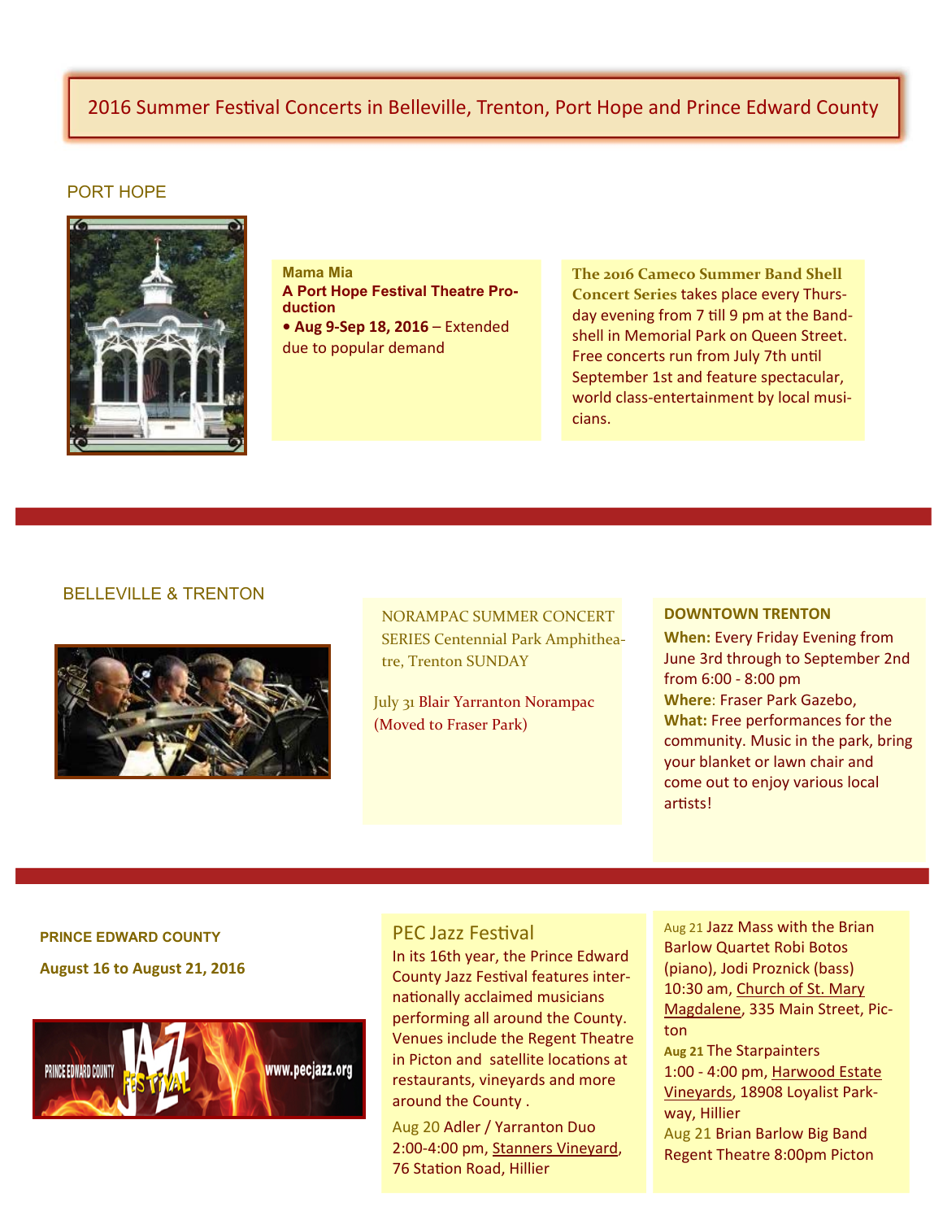# 2016 Summer Festival Concerts in Belleville, Trenton, Port Hope and Prince Edward County

## PORT HOPE

**Mama Mia**
**A Port Hope Festival Theatre Production**
• **Aug 9-Sep 18, 2016** – Extended due to popular demand

**The 2016 Cameco Summer Band Shell Concert Series** takes place every Thursday evening from 7 till 9 pm at the Bandshell in Memorial Park on Queen Street. Free concerts run from July 7th until September 1st and feature spectacular, world class-entertainment by local musicians.

## BELLEVILLE & TRENTON

NORAMPAC SUMMER CONCERT SERIES Centennial Park Amphitheatre, Trenton SUNDAY

July 31 Blair Yarranton Norampac (Moved to Fraser Park)

**DOWNTOWN TRENTON**
**When:** Every Friday Evening from June 3rd through to September 2nd from 6:00 - 8:00 pm
**Where**: Fraser Park Gazebo,
**What:** Free performances for the community. Music in the park, bring your blanket or lawn chair and come out to enjoy various local artists!

## PRINCE EDWARD COUNTY

**August 16 to August 21, 2016**

### PEC Jazz Festival

In its 16th year, the Prince Edward County Jazz Festival features internationally acclaimed musicians performing all around the County. Venues include the Regent Theatre in Picton and satellite locations at restaurants, vineyards and more around the County .

Aug 20 Adler / Yarranton Duo 2:00-4:00 pm, Stanners Vineyard, 76 Station Road, Hillier

Aug 21 Jazz Mass with the Brian Barlow Quartet Robi Botos (piano), Jodi Proznick (bass) 10:30 am, Church of St. Mary Magdalene, 335 Main Street, Picton

**Aug 21** The Starpainters 1:00 - 4:00 pm, Harwood Estate Vineyards, 18908 Loyalist Parkway, Hillier

Aug 21 Brian Barlow Big Band Regent Theatre 8:00pm Picton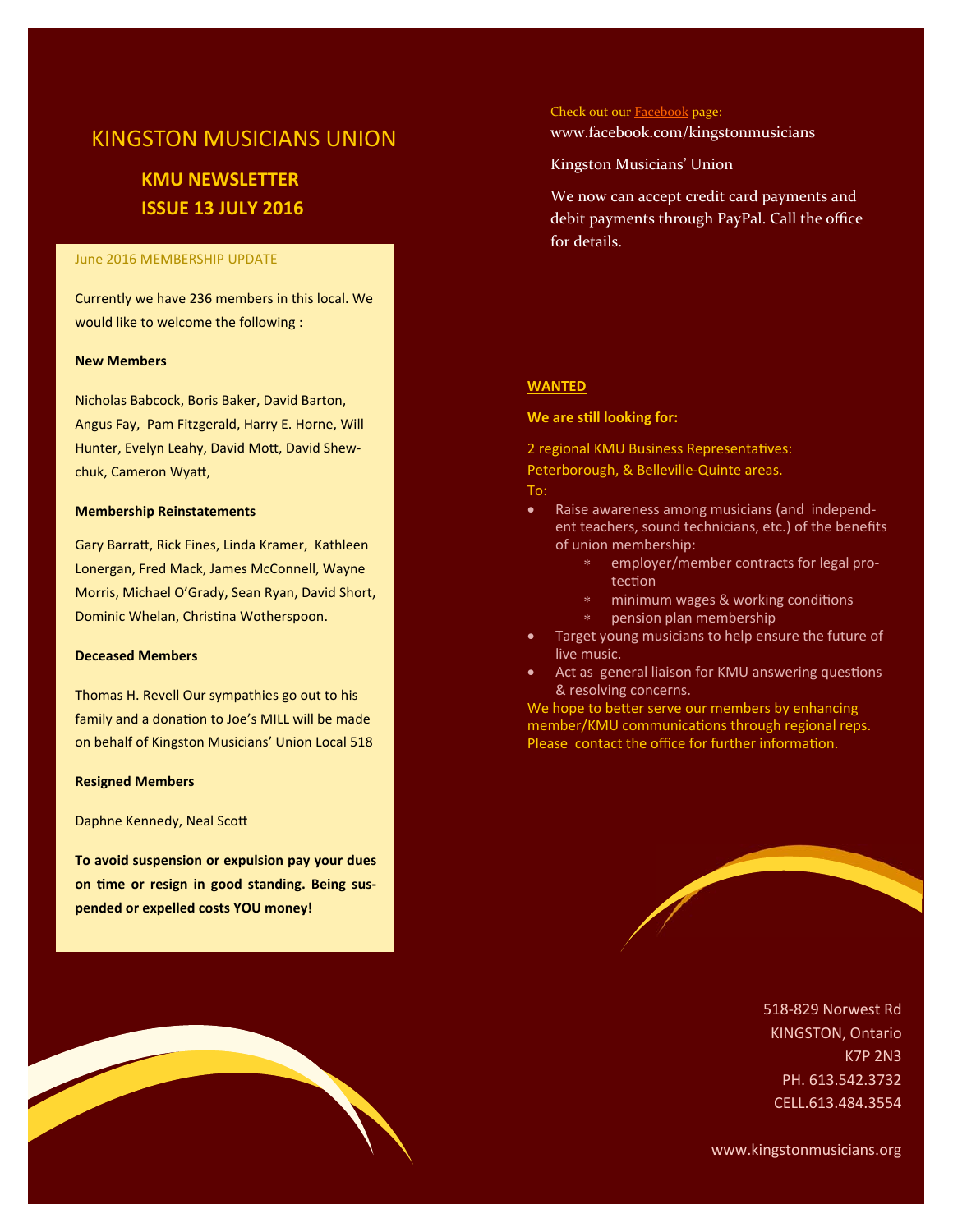# KINGSTON MUSICIANS UNION

## KMU NEWSLETTER
## ISSUE 13 JULY 2016

June 2016 MEMBERSHIP UPDATE

Currently we have 236 members in this local. We would like to welcome the following :

**New Members**

Nicholas Babcock, Boris Baker, David Barton, Angus Fay, Pam Fitzgerald, Harry E. Horne, Will Hunter, Evelyn Leahy, David Mott, David Shewchuk, Cameron Wyatt,

**Membership Reinstatements**

Gary Barratt, Rick Fines, Linda Kramer, Kathleen Lonergan, Fred Mack, James McConnell, Wayne Morris, Michael O'Grady, Sean Ryan, David Short, Dominic Whelan, Christina Wotherspoon.

**Deceased Members**

Thomas H. Revell Our sympathies go out to his family and a donation to Joe's MILL will be made on behalf of Kingston Musicians' Union Local 518

**Resigned Members**

Daphne Kennedy, Neal Scott

**To avoid suspension or expulsion pay your dues on time or resign in good standing. Being suspended or expelled costs YOU money!**

Check out our Facebook page:
www.facebook.com/kingstonmusicians

Kingston Musicians' Union

We now can accept credit card payments and debit payments through PayPal. Call the office for details.

**WANTED**

**We are still looking for:**

2 regional KMU Business Representatives:
Peterborough, & Belleville-Quinte areas.
To:

- Raise awareness among musicians (and independent teachers, sound technicians, etc.) of the benefits of union membership:
  - employer/member contracts for legal protection
  - minimum wages & working conditions
  - pension plan membership
- Target young musicians to help ensure the future of live music.
- Act as general liaison for KMU answering questions & resolving concerns.

We hope to better serve our members by enhancing member/KMU communications through regional reps. Please contact the office for further information.

518-829 Norwest Rd
KINGSTON, Ontario
K7P 2N3
PH. 613.542.3732
CELL.613.484.3554

www.kingstonmusicians.org